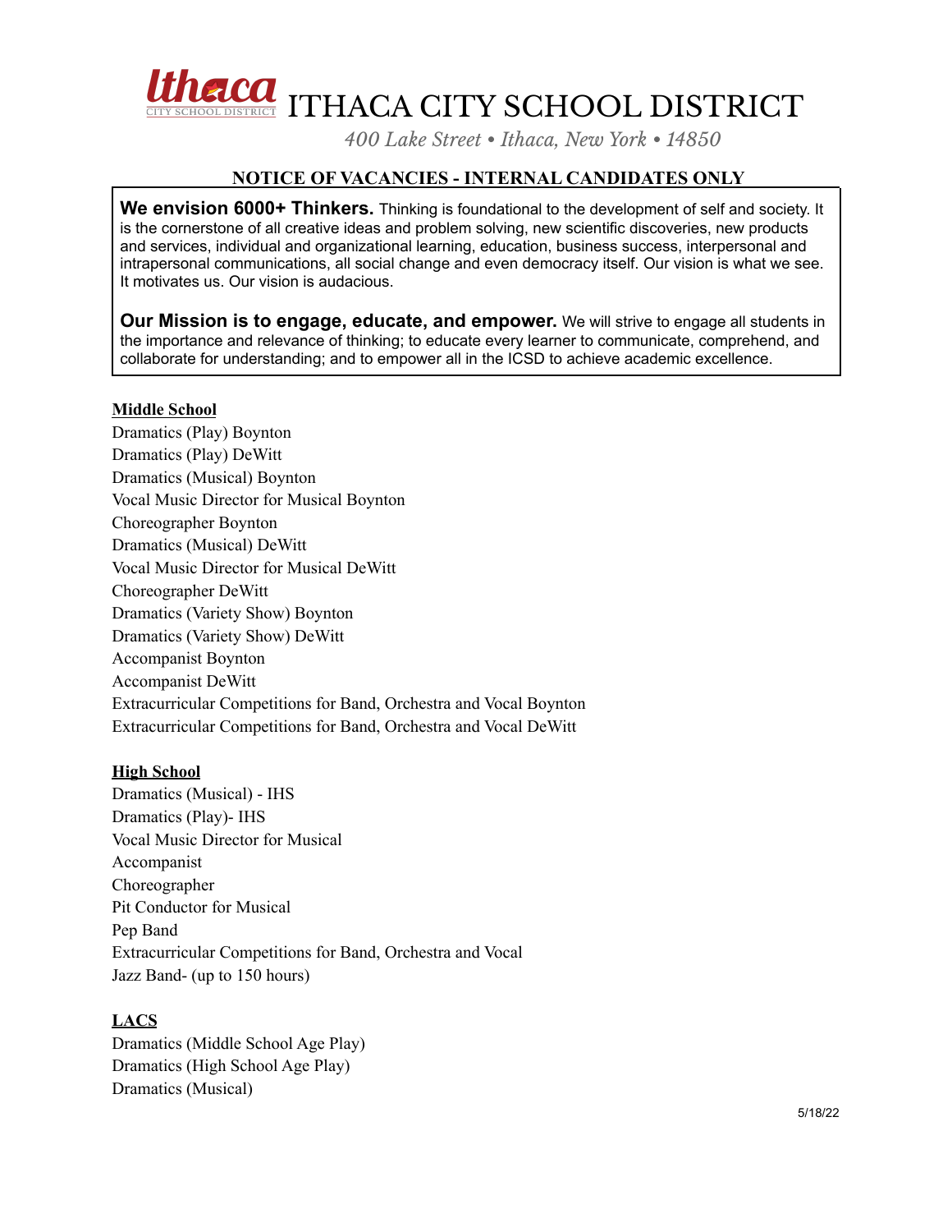# ITHACA CITY SCHOOL DISTRICT

*400 Lake Street • Ithaca, New York • 14850*

## NOTICE OF VACANCIES - INTERNAL CANDIDATES ONLY

**We envision 6000+ Thinkers.** Thinking is foundational to the development of self and society. It is the cornerstone of all creative ideas and problem solving, new scientific discoveries, new products and services, individual and organizational learning, education, business success, interpersonal and intrapersonal communications, all social change and even democracy itself. Our vision is what we see. It motivates us. Our vision is audacious.

**Our Mission is to engage, educate, and empower.** We will strive to engage all students in the importance and relevance of thinking; to educate every learner to communicate, comprehend, and collaborate for understanding; and to empower all in the ICSD to achieve academic excellence.

**Middle School**

Dramatics (Play) Boynton
Dramatics (Play) DeWitt
Dramatics (Musical) Boynton
Vocal Music Director for Musical Boynton
Choreographer Boynton
Dramatics (Musical) DeWitt
Vocal Music Director for Musical DeWitt
Choreographer DeWitt
Dramatics (Variety Show) Boynton
Dramatics (Variety Show) DeWitt
Accompanist Boynton
Accompanist DeWitt
Extracurricular Competitions for Band, Orchestra and Vocal Boynton
Extracurricular Competitions for Band, Orchestra and Vocal DeWitt

**High School**

Dramatics (Musical) - IHS
Dramatics (Play)- IHS
Vocal Music Director for Musical
Accompanist
Choreographer
Pit Conductor for Musical
Pep Band
Extracurricular Competitions for Band, Orchestra and Vocal
Jazz Band- (up to 150 hours)

**LACS**

Dramatics (Middle School Age Play)
Dramatics (High School Age Play)
Dramatics (Musical)

5/18/22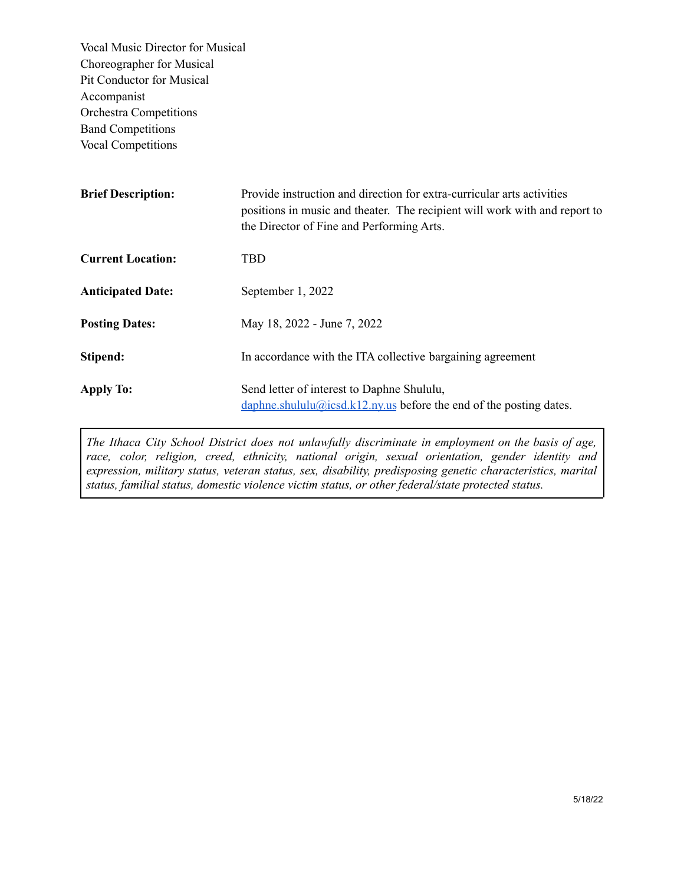Vocal Music Director for Musical
Choreographer for Musical
Pit Conductor for Musical
Accompanist
Orchestra Competitions
Band Competitions
Vocal Competitions

| | |
|---|---|
| **Brief Description:** | Provide instruction and direction for extra-curricular arts activities positions in music and theater. The recipient will work with and report to the Director of Fine and Performing Arts. |
| **Current Location:** | TBD |
| **Anticipated Date:** | September 1, 2022 |
| **Posting Dates:** | May 18, 2022 - June 7, 2022 |
| **Stipend:** | In accordance with the ITA collective bargaining agreement |
| **Apply To:** | Send letter of interest to Daphne Shululu, daphne.shululu@icsd.k12.ny.us before the end of the posting dates. |

*The Ithaca City School District does not unlawfully discriminate in employment on the basis of age, race, color, religion, creed, ethnicity, national origin, sexual orientation, gender identity and expression, military status, veteran status, sex, disability, predisposing genetic characteristics, marital status, familial status, domestic violence victim status, or other federal/state protected status.*

5/18/22